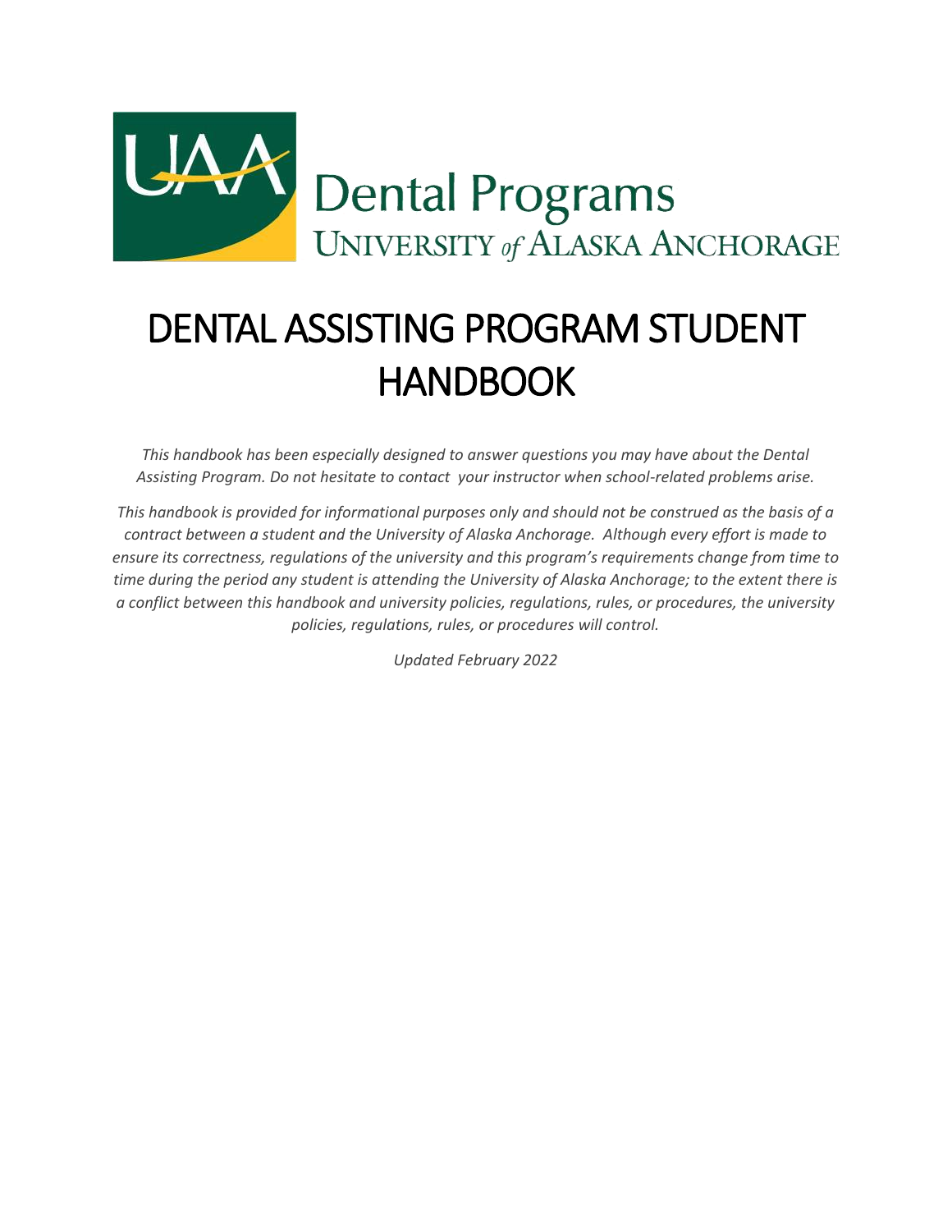Dental Programs

University of Alaska Anchorage

# DENTAL ASSISTING PROGRAM STUDENT HANDBOOK

*This handbook has been especially designed to answer questions you may have about the Dental Assisting Program. Do not hesitate to contact your instructor when school-related problems arise.*

*This handbook is provided for informational purposes only and should not be construed as the basis of a contract between a student and the University of Alaska Anchorage. Although every effort is made to ensure its correctness, regulations of the university and this program's requirements change from time to time during the period any student is attending the University of Alaska Anchorage; to the extent there is a conflict between this handbook and university policies, regulations, rules, or procedures, the university policies, regulations, rules, or procedures will control.*

*Updated February 2022*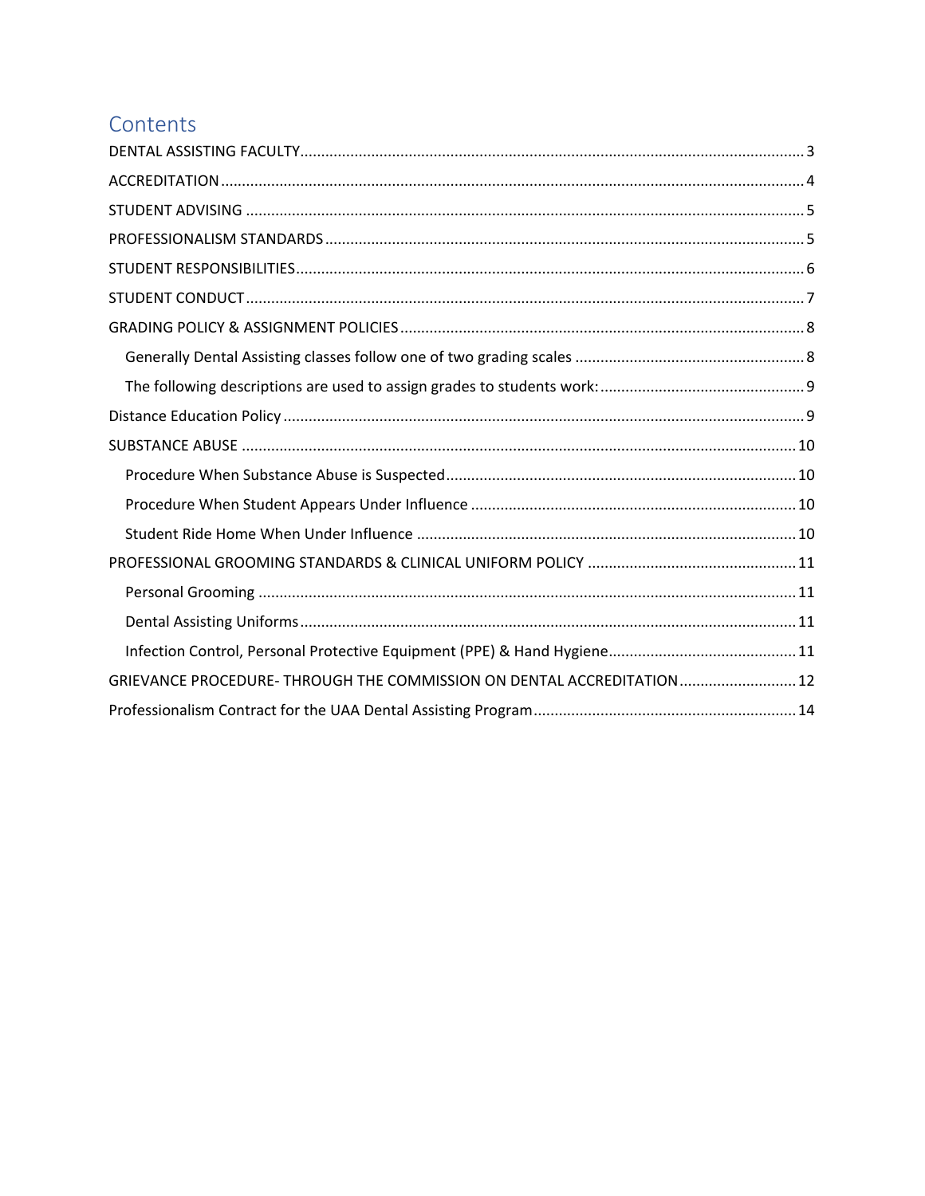# Contents

- DENTAL ASSISTING FACULTY ........ 3
- ACCREDITATION ........ 4
- STUDENT ADVISING ........ 5
- PROFESSIONALISM STANDARDS ........ 5
- STUDENT RESPONSIBILITIES ........ 6
- STUDENT CONDUCT ........ 7
- GRADING POLICY & ASSIGNMENT POLICIES ........ 8
  - Generally Dental Assisting classes follow one of two grading scales ........ 8
  - The following descriptions are used to assign grades to students work: ........ 9
- Distance Education Policy ........ 9
- SUBSTANCE ABUSE ........ 10
  - Procedure When Substance Abuse is Suspected ........ 10
  - Procedure When Student Appears Under Influence ........ 10
  - Student Ride Home When Under Influence ........ 10
- PROFESSIONAL GROOMING STANDARDS & CLINICAL UNIFORM POLICY ........ 11
  - Personal Grooming ........ 11
  - Dental Assisting Uniforms ........ 11
  - Infection Control, Personal Protective Equipment (PPE) & Hand Hygiene ........ 11
- GRIEVANCE PROCEDURE- THROUGH THE COMMISSION ON DENTAL ACCREDITATION ........ 12
- Professionalism Contract for the UAA Dental Assisting Program ........ 14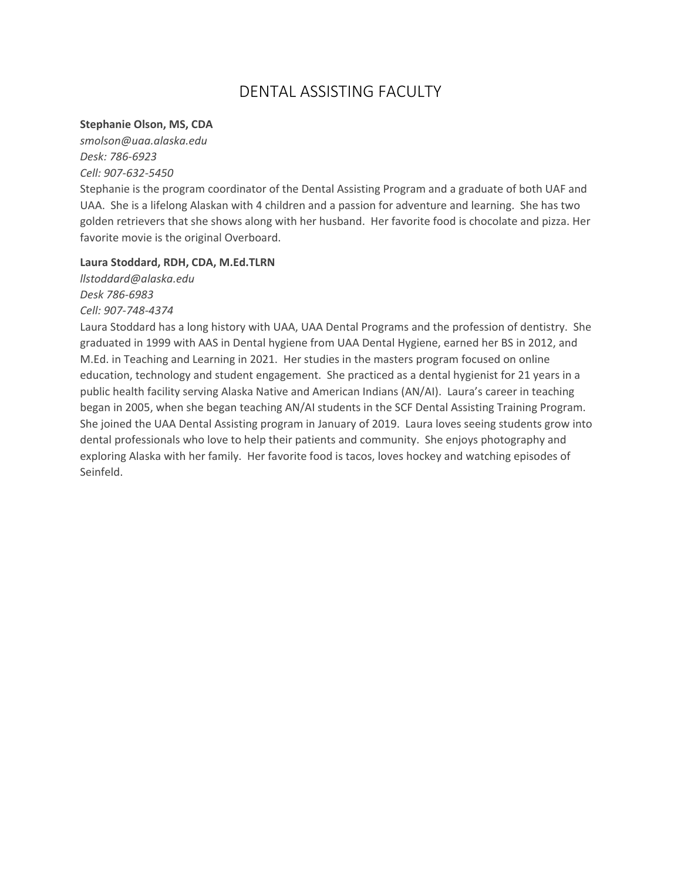# DENTAL ASSISTING FACULTY

**Stephanie Olson, MS, CDA**
*smolson@uaa.alaska.edu*
*Desk: 786-6923*
*Cell: 907-632-5450*
Stephanie is the program coordinator of the Dental Assisting Program and a graduate of both UAF and UAA. She is a lifelong Alaskan with 4 children and a passion for adventure and learning. She has two golden retrievers that she shows along with her husband. Her favorite food is chocolate and pizza. Her favorite movie is the original Overboard.

**Laura Stoddard, RDH, CDA, M.Ed.TLRN**
*llstoddard@alaska.edu*
*Desk 786-6983*
*Cell: 907-748-4374*
Laura Stoddard has a long history with UAA, UAA Dental Programs and the profession of dentistry. She graduated in 1999 with AAS in Dental hygiene from UAA Dental Hygiene, earned her BS in 2012, and M.Ed. in Teaching and Learning in 2021. Her studies in the masters program focused on online education, technology and student engagement. She practiced as a dental hygienist for 21 years in a public health facility serving Alaska Native and American Indians (AN/AI). Laura's career in teaching began in 2005, when she began teaching AN/AI students in the SCF Dental Assisting Training Program. She joined the UAA Dental Assisting program in January of 2019. Laura loves seeing students grow into dental professionals who love to help their patients and community. She enjoys photography and exploring Alaska with her family. Her favorite food is tacos, loves hockey and watching episodes of Seinfeld.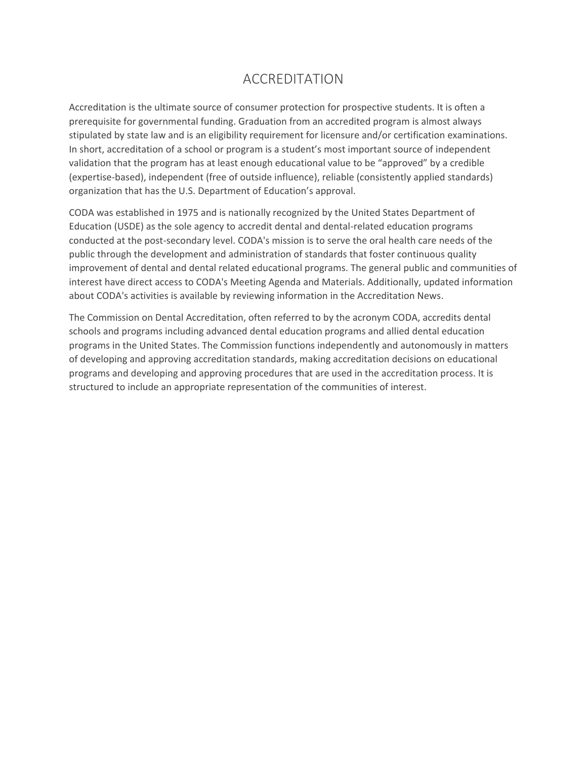# ACCREDITATION

Accreditation is the ultimate source of consumer protection for prospective students. It is often a prerequisite for governmental funding. Graduation from an accredited program is almost always stipulated by state law and is an eligibility requirement for licensure and/or certification examinations. In short, accreditation of a school or program is a student's most important source of independent validation that the program has at least enough educational value to be "approved" by a credible (expertise-based), independent (free of outside influence), reliable (consistently applied standards) organization that has the U.S. Department of Education's approval.

CODA was established in 1975 and is nationally recognized by the United States Department of Education (USDE) as the sole agency to accredit dental and dental-related education programs conducted at the post-secondary level. CODA's mission is to serve the oral health care needs of the public through the development and administration of standards that foster continuous quality improvement of dental and dental related educational programs. The general public and communities of interest have direct access to CODA's Meeting Agenda and Materials. Additionally, updated information about CODA's activities is available by reviewing information in the Accreditation News.

The Commission on Dental Accreditation, often referred to by the acronym CODA, accredits dental schools and programs including advanced dental education programs and allied dental education programs in the United States. The Commission functions independently and autonomously in matters of developing and approving accreditation standards, making accreditation decisions on educational programs and developing and approving procedures that are used in the accreditation process. It is structured to include an appropriate representation of the communities of interest.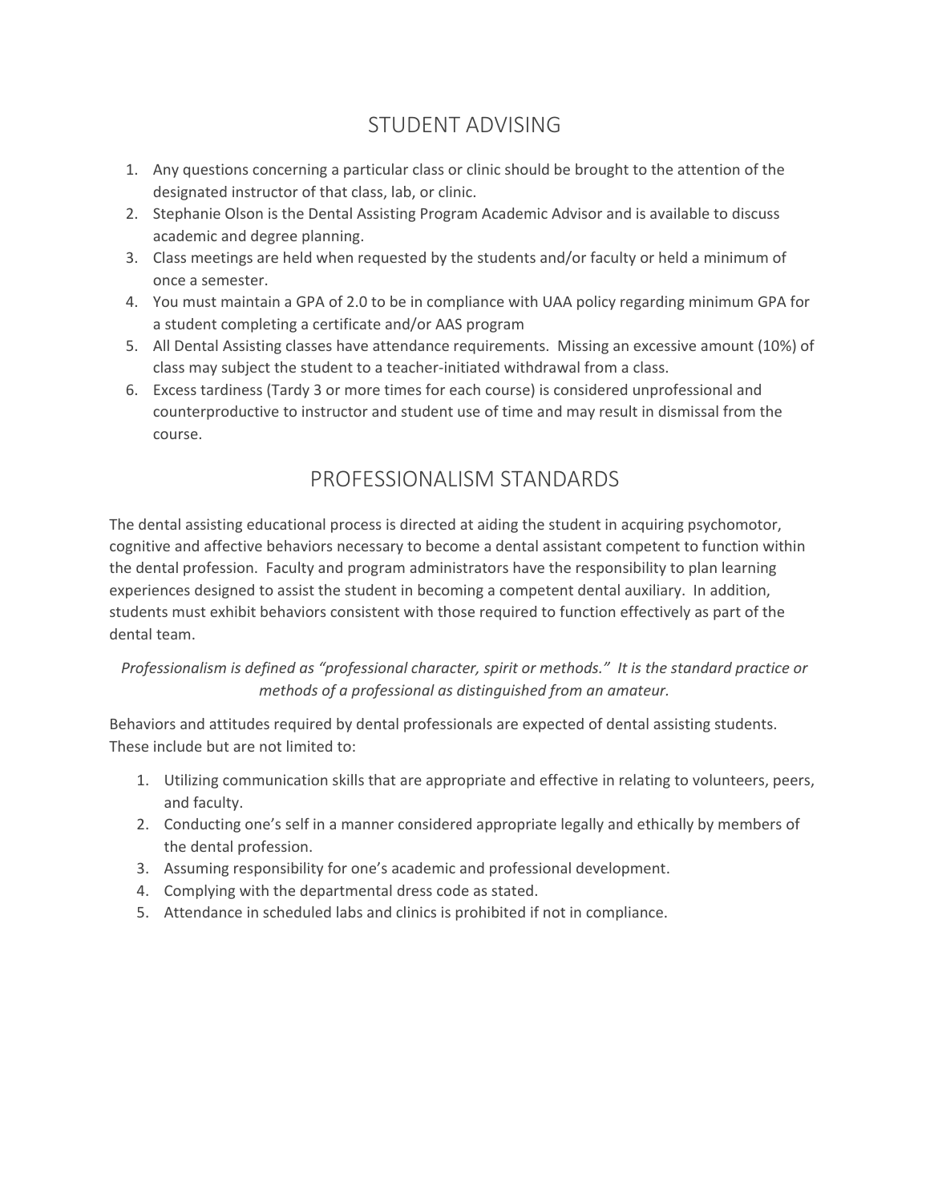# STUDENT ADVISING

1. Any questions concerning a particular class or clinic should be brought to the attention of the designated instructor of that class, lab, or clinic.
2. Stephanie Olson is the Dental Assisting Program Academic Advisor and is available to discuss academic and degree planning.
3. Class meetings are held when requested by the students and/or faculty or held a minimum of once a semester.
4. You must maintain a GPA of 2.0 to be in compliance with UAA policy regarding minimum GPA for a student completing a certificate and/or AAS program
5. All Dental Assisting classes have attendance requirements. Missing an excessive amount (10%) of class may subject the student to a teacher-initiated withdrawal from a class.
6. Excess tardiness (Tardy 3 or more times for each course) is considered unprofessional and counterproductive to instructor and student use of time and may result in dismissal from the course.

# PROFESSIONALISM STANDARDS

The dental assisting educational process is directed at aiding the student in acquiring psychomotor, cognitive and affective behaviors necessary to become a dental assistant competent to function within the dental profession. Faculty and program administrators have the responsibility to plan learning experiences designed to assist the student in becoming a competent dental auxiliary. In addition, students must exhibit behaviors consistent with those required to function effectively as part of the dental team.

*Professionalism is defined as "professional character, spirit or methods." It is the standard practice or methods of a professional as distinguished from an amateur.*

Behaviors and attitudes required by dental professionals are expected of dental assisting students. These include but are not limited to:

1. Utilizing communication skills that are appropriate and effective in relating to volunteers, peers, and faculty.
2. Conducting one's self in a manner considered appropriate legally and ethically by members of the dental profession.
3. Assuming responsibility for one's academic and professional development.
4. Complying with the departmental dress code as stated.
5. Attendance in scheduled labs and clinics is prohibited if not in compliance.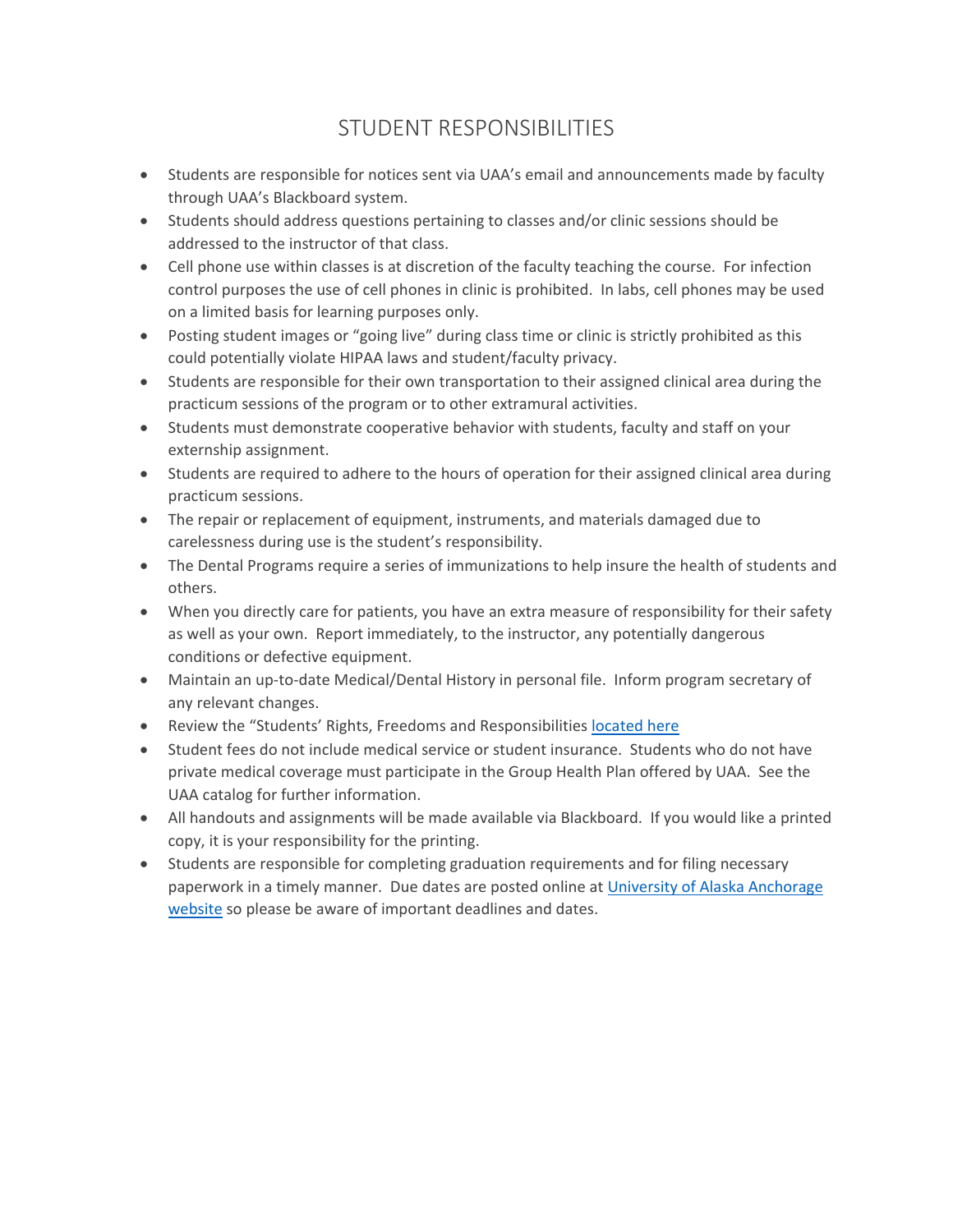# STUDENT RESPONSIBILITIES

- Students are responsible for notices sent via UAA's email and announcements made by faculty through UAA's Blackboard system.
- Students should address questions pertaining to classes and/or clinic sessions should be addressed to the instructor of that class.
- Cell phone use within classes is at discretion of the faculty teaching the course. For infection control purposes the use of cell phones in clinic is prohibited. In labs, cell phones may be used on a limited basis for learning purposes only.
- Posting student images or "going live" during class time or clinic is strictly prohibited as this could potentially violate HIPAA laws and student/faculty privacy.
- Students are responsible for their own transportation to their assigned clinical area during the practicum sessions of the program or to other extramural activities.
- Students must demonstrate cooperative behavior with students, faculty and staff on your externship assignment.
- Students are required to adhere to the hours of operation for their assigned clinical area during practicum sessions.
- The repair or replacement of equipment, instruments, and materials damaged due to carelessness during use is the student's responsibility.
- The Dental Programs require a series of immunizations to help insure the health of students and others.
- When you directly care for patients, you have an extra measure of responsibility for their safety as well as your own. Report immediately, to the instructor, any potentially dangerous conditions or defective equipment.
- Maintain an up-to-date Medical/Dental History in personal file. Inform program secretary of any relevant changes.
- Review the "Students' Rights, Freedoms and Responsibilities located here
- Student fees do not include medical service or student insurance. Students who do not have private medical coverage must participate in the Group Health Plan offered by UAA. See the UAA catalog for further information.
- All handouts and assignments will be made available via Blackboard. If you would like a printed copy, it is your responsibility for the printing.
- Students are responsible for completing graduation requirements and for filing necessary paperwork in a timely manner. Due dates are posted online at University of Alaska Anchorage website so please be aware of important deadlines and dates.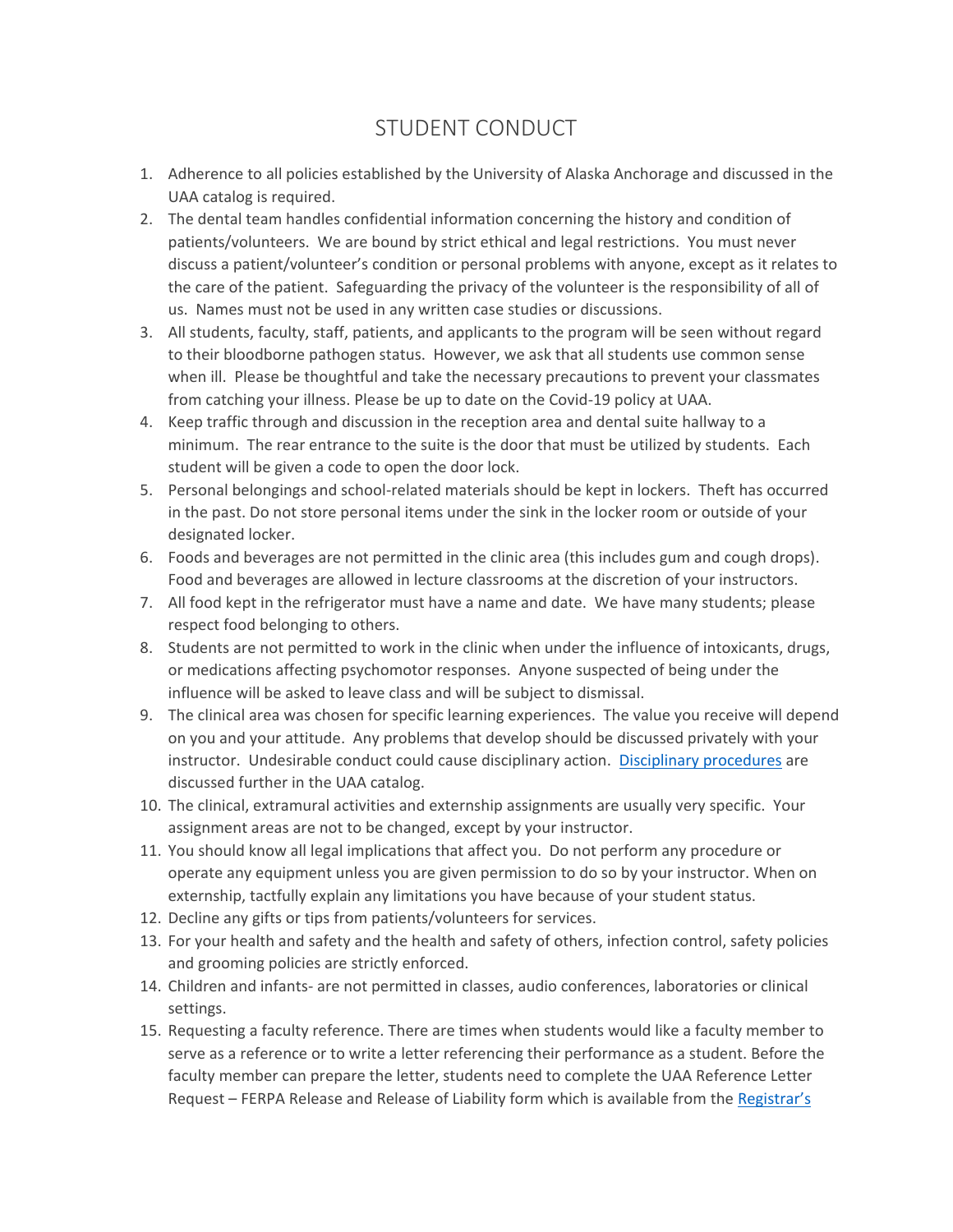# STUDENT CONDUCT

1. Adherence to all policies established by the University of Alaska Anchorage and discussed in the UAA catalog is required.
2. The dental team handles confidential information concerning the history and condition of patients/volunteers. We are bound by strict ethical and legal restrictions. You must never discuss a patient/volunteer's condition or personal problems with anyone, except as it relates to the care of the patient. Safeguarding the privacy of the volunteer is the responsibility of all of us. Names must not be used in any written case studies or discussions.
3. All students, faculty, staff, patients, and applicants to the program will be seen without regard to their bloodborne pathogen status. However, we ask that all students use common sense when ill. Please be thoughtful and take the necessary precautions to prevent your classmates from catching your illness. Please be up to date on the Covid-19 policy at UAA.
4. Keep traffic through and discussion in the reception area and dental suite hallway to a minimum. The rear entrance to the suite is the door that must be utilized by students. Each student will be given a code to open the door lock.
5. Personal belongings and school-related materials should be kept in lockers. Theft has occurred in the past. Do not store personal items under the sink in the locker room or outside of your designated locker.
6. Foods and beverages are not permitted in the clinic area (this includes gum and cough drops). Food and beverages are allowed in lecture classrooms at the discretion of your instructors.
7. All food kept in the refrigerator must have a name and date. We have many students; please respect food belonging to others.
8. Students are not permitted to work in the clinic when under the influence of intoxicants, drugs, or medications affecting psychomotor responses. Anyone suspected of being under the influence will be asked to leave class and will be subject to dismissal.
9. The clinical area was chosen for specific learning experiences. The value you receive will depend on you and your attitude. Any problems that develop should be discussed privately with your instructor. Undesirable conduct could cause disciplinary action. Disciplinary procedures are discussed further in the UAA catalog.
10. The clinical, extramural activities and externship assignments are usually very specific. Your assignment areas are not to be changed, except by your instructor.
11. You should know all legal implications that affect you. Do not perform any procedure or operate any equipment unless you are given permission to do so by your instructor. When on externship, tactfully explain any limitations you have because of your student status.
12. Decline any gifts or tips from patients/volunteers for services.
13. For your health and safety and the health and safety of others, infection control, safety policies and grooming policies are strictly enforced.
14. Children and infants- are not permitted in classes, audio conferences, laboratories or clinical settings.
15. Requesting a faculty reference. There are times when students would like a faculty member to serve as a reference or to write a letter referencing their performance as a student. Before the faculty member can prepare the letter, students need to complete the UAA Reference Letter Request – FERPA Release and Release of Liability form which is available from the Registrar's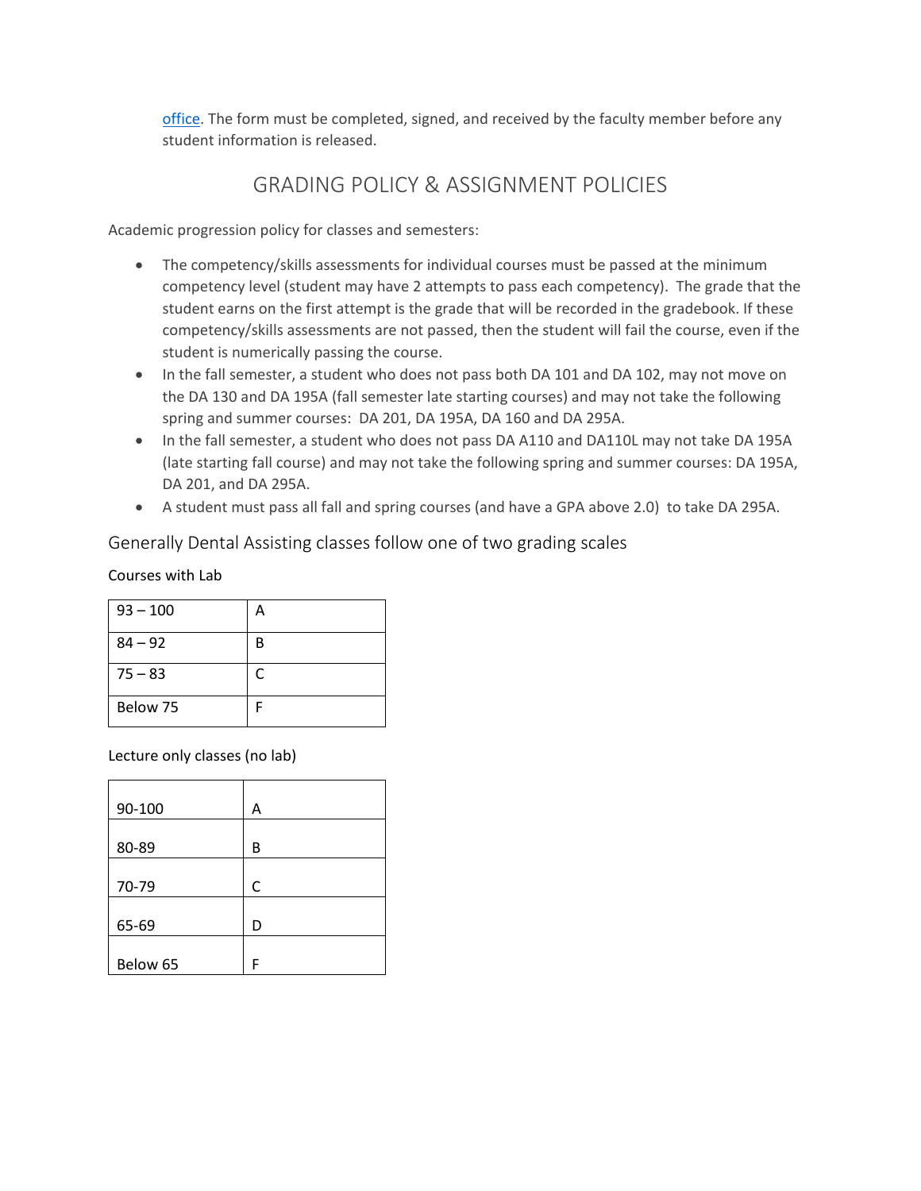office. The form must be completed, signed, and received by the faculty member before any student information is released.

## GRADING POLICY & ASSIGNMENT POLICIES

Academic progression policy for classes and semesters:

- The competency/skills assessments for individual courses must be passed at the minimum competency level (student may have 2 attempts to pass each competency). The grade that the student earns on the first attempt is the grade that will be recorded in the gradebook. If these competency/skills assessments are not passed, then the student will fail the course, even if the student is numerically passing the course.
- In the fall semester, a student who does not pass both DA 101 and DA 102, may not move on the DA 130 and DA 195A (fall semester late starting courses) and may not take the following spring and summer courses: DA 201, DA 195A, DA 160 and DA 295A.
- In the fall semester, a student who does not pass DA A110 and DA110L may not take DA 195A (late starting fall course) and may not take the following spring and summer courses: DA 195A, DA 201, and DA 295A.
- A student must pass all fall and spring courses (and have a GPA above 2.0) to take DA 295A.

### Generally Dental Assisting classes follow one of two grading scales

Courses with Lab

| 93 – 100 | A |
|---|---|
| 84 – 92 | B |
| 75 – 83 | C |
| Below 75 | F |

Lecture only classes (no lab)

| 90-100 | A |
|---|---|
| 80-89 | B |
| 70-79 | C |
| 65-69 | D |
| Below 65 | F |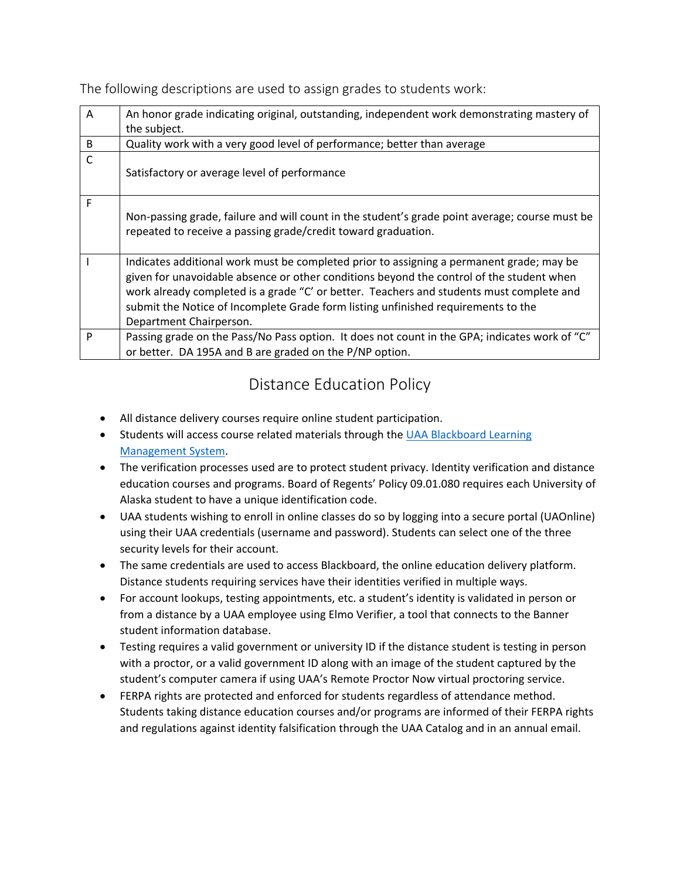The following descriptions are used to assign grades to students work:

| | |
|---|---|
| A | An honor grade indicating original, outstanding, independent work demonstrating mastery of the subject. |
| B | Quality work with a very good level of performance; better than average |
| C | Satisfactory or average level of performance |
| F | Non-passing grade, failure and will count in the student's grade point average; course must be repeated to receive a passing grade/credit toward graduation. |
| I | Indicates additional work must be completed prior to assigning a permanent grade; may be given for unavoidable absence or other conditions beyond the control of the student when work already completed is a grade "C' or better. Teachers and students must complete and submit the Notice of Incomplete Grade form listing unfinished requirements to the Department Chairperson. |
| P | Passing grade on the Pass/No Pass option. It does not count in the GPA; indicates work of "C" or better. DA 195A and B are graded on the P/NP option. |

## Distance Education Policy

- All distance delivery courses require online student participation.
- Students will access course related materials through the UAA Blackboard Learning Management System.
- The verification processes used are to protect student privacy. Identity verification and distance education courses and programs. Board of Regents' Policy 09.01.080 requires each University of Alaska student to have a unique identification code.
- UAA students wishing to enroll in online classes do so by logging into a secure portal (UAOnline) using their UAA credentials (username and password). Students can select one of the three security levels for their account.
- The same credentials are used to access Blackboard, the online education delivery platform. Distance students requiring services have their identities verified in multiple ways.
- For account lookups, testing appointments, etc. a student's identity is validated in person or from a distance by a UAA employee using Elmo Verifier, a tool that connects to the Banner student information database.
- Testing requires a valid government or university ID if the distance student is testing in person with a proctor, or a valid government ID along with an image of the student captured by the student's computer camera if using UAA's Remote Proctor Now virtual proctoring service.
- FERPA rights are protected and enforced for students regardless of attendance method. Students taking distance education courses and/or programs are informed of their FERPA rights and regulations against identity falsification through the UAA Catalog and in an annual email.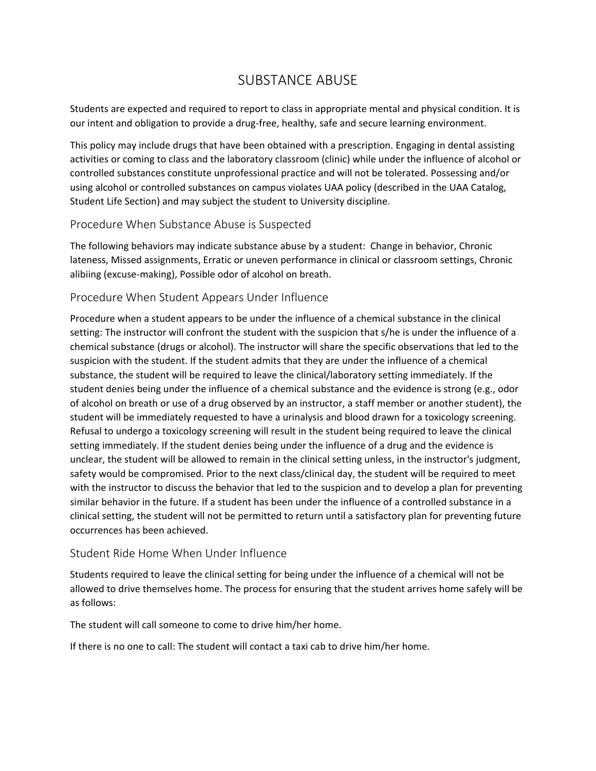# SUBSTANCE ABUSE

Students are expected and required to report to class in appropriate mental and physical condition. It is our intent and obligation to provide a drug-free, healthy, safe and secure learning environment.

This policy may include drugs that have been obtained with a prescription. Engaging in dental assisting activities or coming to class and the laboratory classroom (clinic) while under the influence of alcohol or controlled substances constitute unprofessional practice and will not be tolerated. Possessing and/or using alcohol or controlled substances on campus violates UAA policy (described in the UAA Catalog, Student Life Section) and may subject the student to University discipline.

## Procedure When Substance Abuse is Suspected

The following behaviors may indicate substance abuse by a student: Change in behavior, Chronic lateness, Missed assignments, Erratic or uneven performance in clinical or classroom settings, Chronic alibiing (excuse-making), Possible odor of alcohol on breath.

## Procedure When Student Appears Under Influence

Procedure when a student appears to be under the influence of a chemical substance in the clinical setting: The instructor will confront the student with the suspicion that s/he is under the influence of a chemical substance (drugs or alcohol). The instructor will share the specific observations that led to the suspicion with the student. If the student admits that they are under the influence of a chemical substance, the student will be required to leave the clinical/laboratory setting immediately. If the student denies being under the influence of a chemical substance and the evidence is strong (e.g., odor of alcohol on breath or use of a drug observed by an instructor, a staff member or another student), the student will be immediately requested to have a urinalysis and blood drawn for a toxicology screening. Refusal to undergo a toxicology screening will result in the student being required to leave the clinical setting immediately. If the student denies being under the influence of a drug and the evidence is unclear, the student will be allowed to remain in the clinical setting unless, in the instructor's judgment, safety would be compromised. Prior to the next class/clinical day, the student will be required to meet with the instructor to discuss the behavior that led to the suspicion and to develop a plan for preventing similar behavior in the future. If a student has been under the influence of a controlled substance in a clinical setting, the student will not be permitted to return until a satisfactory plan for preventing future occurrences has been achieved.

## Student Ride Home When Under Influence

Students required to leave the clinical setting for being under the influence of a chemical will not be allowed to drive themselves home. The process for ensuring that the student arrives home safely will be as follows:

The student will call someone to come to drive him/her home.

If there is no one to call: The student will contact a taxi cab to drive him/her home.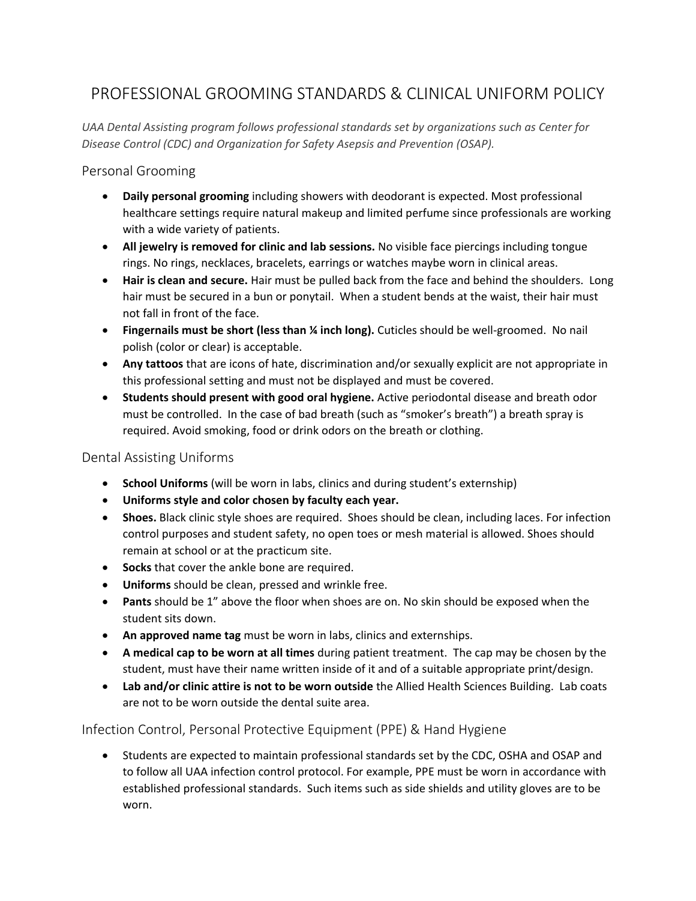# PROFESSIONAL GROOMING STANDARDS & CLINICAL UNIFORM POLICY

*UAA Dental Assisting program follows professional standards set by organizations such as Center for Disease Control (CDC) and Organization for Safety Asepsis and Prevention (OSAP).*

## Personal Grooming

- **Daily personal grooming** including showers with deodorant is expected. Most professional healthcare settings require natural makeup and limited perfume since professionals are working with a wide variety of patients.
- **All jewelry is removed for clinic and lab sessions.** No visible face piercings including tongue rings. No rings, necklaces, bracelets, earrings or watches maybe worn in clinical areas.
- **Hair is clean and secure.** Hair must be pulled back from the face and behind the shoulders. Long hair must be secured in a bun or ponytail. When a student bends at the waist, their hair must not fall in front of the face.
- **Fingernails must be short (less than ¼ inch long).** Cuticles should be well-groomed. No nail polish (color or clear) is acceptable.
- **Any tattoos** that are icons of hate, discrimination and/or sexually explicit are not appropriate in this professional setting and must not be displayed and must be covered.
- **Students should present with good oral hygiene.** Active periodontal disease and breath odor must be controlled. In the case of bad breath (such as "smoker's breath") a breath spray is required. Avoid smoking, food or drink odors on the breath or clothing.

## Dental Assisting Uniforms

- **School Uniforms** (will be worn in labs, clinics and during student's externship)
- **Uniforms style and color chosen by faculty each year.**
- **Shoes.** Black clinic style shoes are required. Shoes should be clean, including laces. For infection control purposes and student safety, no open toes or mesh material is allowed. Shoes should remain at school or at the practicum site.
- **Socks** that cover the ankle bone are required.
- **Uniforms** should be clean, pressed and wrinkle free.
- **Pants** should be 1" above the floor when shoes are on. No skin should be exposed when the student sits down.
- **An approved name tag** must be worn in labs, clinics and externships.
- **A medical cap to be worn at all times** during patient treatment. The cap may be chosen by the student, must have their name written inside of it and of a suitable appropriate print/design.
- **Lab and/or clinic attire is not to be worn outside** the Allied Health Sciences Building. Lab coats are not to be worn outside the dental suite area.

## Infection Control, Personal Protective Equipment (PPE) & Hand Hygiene

- Students are expected to maintain professional standards set by the CDC, OSHA and OSAP and to follow all UAA infection control protocol. For example, PPE must be worn in accordance with established professional standards. Such items such as side shields and utility gloves are to be worn.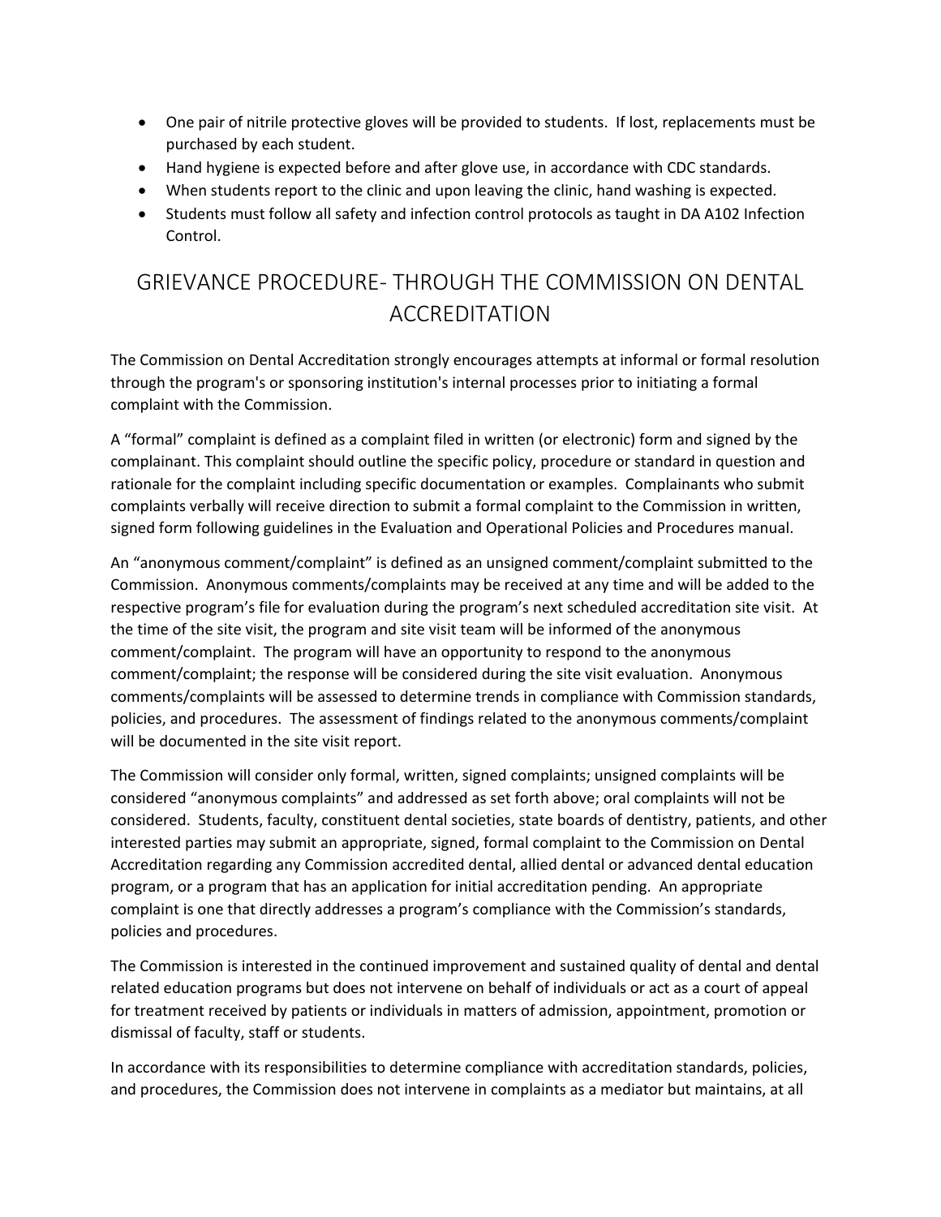- One pair of nitrile protective gloves will be provided to students. If lost, replacements must be purchased by each student.
- Hand hygiene is expected before and after glove use, in accordance with CDC standards.
- When students report to the clinic and upon leaving the clinic, hand washing is expected.
- Students must follow all safety and infection control protocols as taught in DA A102 Infection Control.

## GRIEVANCE PROCEDURE- THROUGH THE COMMISSION ON DENTAL ACCREDITATION

The Commission on Dental Accreditation strongly encourages attempts at informal or formal resolution through the program's or sponsoring institution's internal processes prior to initiating a formal complaint with the Commission.

A "formal" complaint is defined as a complaint filed in written (or electronic) form and signed by the complainant. This complaint should outline the specific policy, procedure or standard in question and rationale for the complaint including specific documentation or examples. Complainants who submit complaints verbally will receive direction to submit a formal complaint to the Commission in written, signed form following guidelines in the Evaluation and Operational Policies and Procedures manual.

An "anonymous comment/complaint" is defined as an unsigned comment/complaint submitted to the Commission. Anonymous comments/complaints may be received at any time and will be added to the respective program's file for evaluation during the program's next scheduled accreditation site visit. At the time of the site visit, the program and site visit team will be informed of the anonymous comment/complaint. The program will have an opportunity to respond to the anonymous comment/complaint; the response will be considered during the site visit evaluation. Anonymous comments/complaints will be assessed to determine trends in compliance with Commission standards, policies, and procedures. The assessment of findings related to the anonymous comments/complaint will be documented in the site visit report.

The Commission will consider only formal, written, signed complaints; unsigned complaints will be considered "anonymous complaints" and addressed as set forth above; oral complaints will not be considered. Students, faculty, constituent dental societies, state boards of dentistry, patients, and other interested parties may submit an appropriate, signed, formal complaint to the Commission on Dental Accreditation regarding any Commission accredited dental, allied dental or advanced dental education program, or a program that has an application for initial accreditation pending. An appropriate complaint is one that directly addresses a program's compliance with the Commission's standards, policies and procedures.

The Commission is interested in the continued improvement and sustained quality of dental and dental related education programs but does not intervene on behalf of individuals or act as a court of appeal for treatment received by patients or individuals in matters of admission, appointment, promotion or dismissal of faculty, staff or students.

In accordance with its responsibilities to determine compliance with accreditation standards, policies, and procedures, the Commission does not intervene in complaints as a mediator but maintains, at all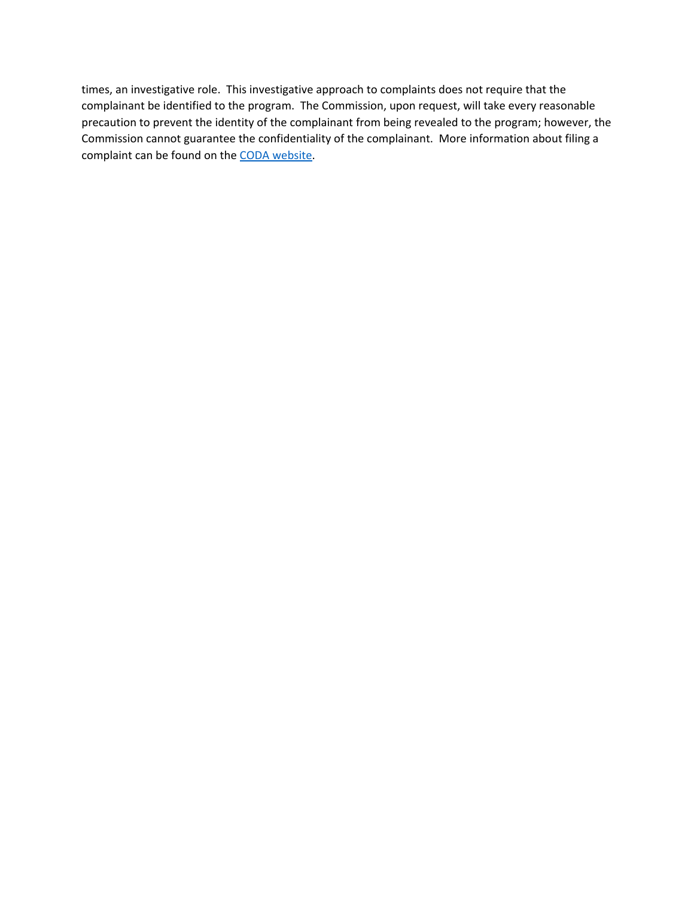times, an investigative role. This investigative approach to complaints does not require that the complainant be identified to the program. The Commission, upon request, will take every reasonable precaution to prevent the identity of the complainant from being revealed to the program; however, the Commission cannot guarantee the confidentiality of the complainant. More information about filing a complaint can be found on the CODA website.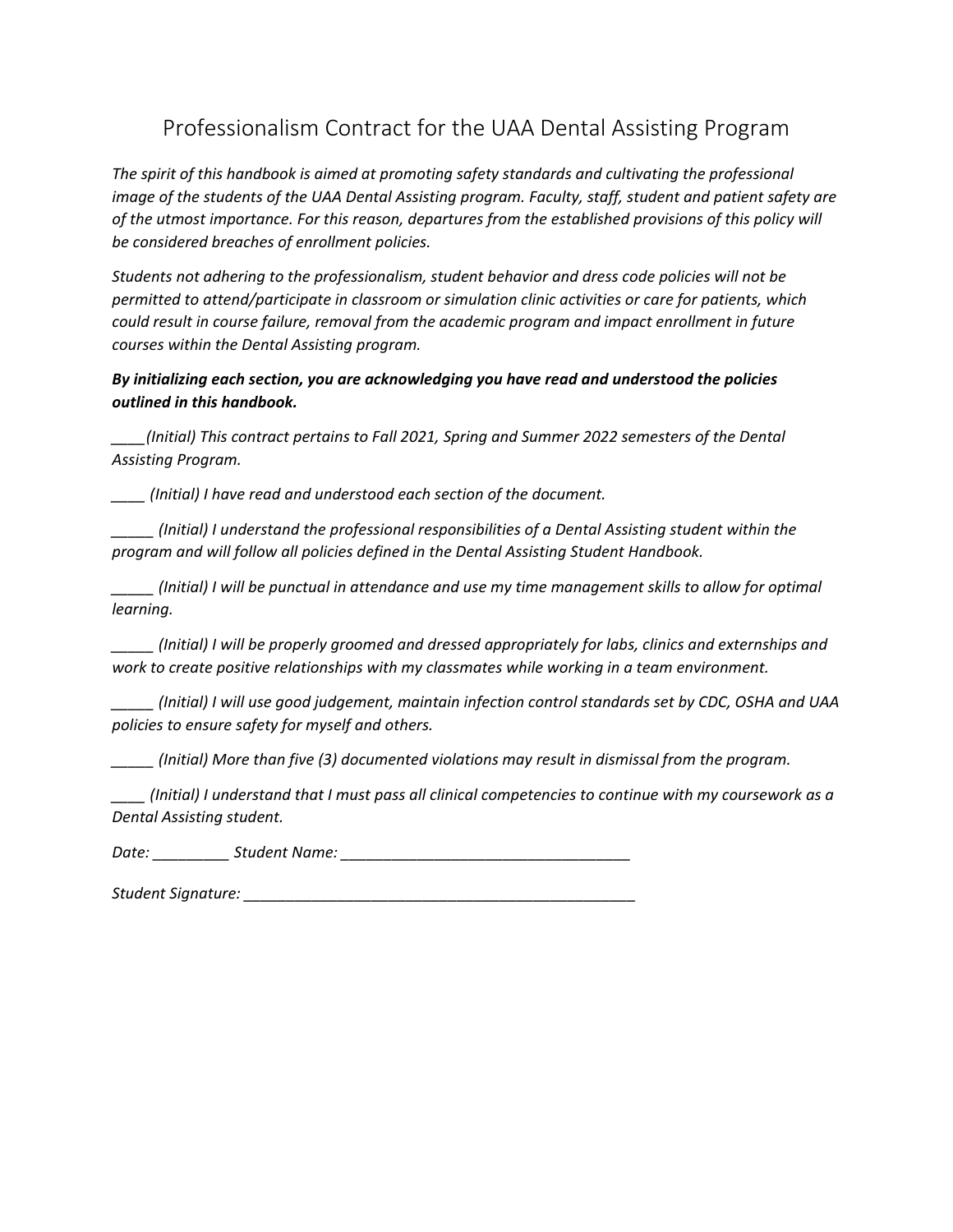# Professionalism Contract for the UAA Dental Assisting Program

*The spirit of this handbook is aimed at promoting safety standards and cultivating the professional image of the students of the UAA Dental Assisting program. Faculty, staff, student and patient safety are of the utmost importance. For this reason, departures from the established provisions of this policy will be considered breaches of enrollment policies.*

*Students not adhering to the professionalism, student behavior and dress code policies will not be permitted to attend/participate in classroom or simulation clinic activities or care for patients, which could result in course failure, removal from the academic program and impact enrollment in future courses within the Dental Assisting program.*

***By initializing each section, you are acknowledging you have read and understood the policies outlined in this handbook.***

*____(Initial) This contract pertains to Fall 2021, Spring and Summer 2022 semesters of the Dental Assisting Program.*

*____ (Initial) I have read and understood each section of the document.*

*_____ (Initial) I understand the professional responsibilities of a Dental Assisting student within the program and will follow all policies defined in the Dental Assisting Student Handbook.*

*_____ (Initial) I will be punctual in attendance and use my time management skills to allow for optimal learning.*

*_____ (Initial) I will be properly groomed and dressed appropriately for labs, clinics and externships and work to create positive relationships with my classmates while working in a team environment.*

*_____ (Initial) I will use good judgement, maintain infection control standards set by CDC, OSHA and UAA policies to ensure safety for myself and others.*

*_____ (Initial) More than five (3) documented violations may result in dismissal from the program.*

*____ (Initial) I understand that I must pass all clinical competencies to continue with my coursework as a Dental Assisting student.*

*Date: _________ Student Name: ___________________________________*

*Student Signature: ________________________________________________*